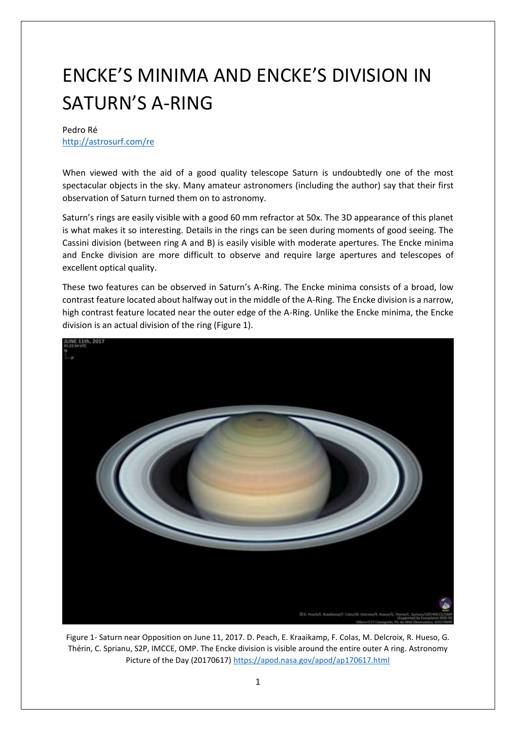# ENCKE'S MINIMA AND ENCKE'S DIVISION IN SATURN'S A-RING

Pedro Ré
http://astrosurf.com/re

When viewed with the aid of a good quality telescope Saturn is undoubtedly one of the most spectacular objects in the sky. Many amateur astronomers (including the author) say that their first observation of Saturn turned them on to astronomy.

Saturn's rings are easily visible with a good 60 mm refractor at 50x. The 3D appearance of this planet is what makes it so interesting. Details in the rings can be seen during moments of good seeing. The Cassini division (between ring A and B) is easily visible with moderate apertures. The Encke minima and Encke division are more difficult to observe and require large apertures and telescopes of excellent optical quality.

These two features can be observed in Saturn's A-Ring. The Encke minima consists of a broad, low contrast feature located about halfway out in the middle of the A-Ring. The Encke division is a narrow, high contrast feature located near the outer edge of the A-Ring. Unlike the Encke minima, the Encke division is an actual division of the ring (Figure 1).

Figure 1- Saturn near Opposition on June 11, 2017. D. Peach, E. Kraaikamp, F. Colas, M. Delcroix, R. Hueso, G. Thérin, C. Sprianu, S2P, IMCCE, OMP. The Encke division is visible around the entire outer A ring. Astronomy Picture of the Day (20170617) https://apod.nasa.gov/apod/ap170617.html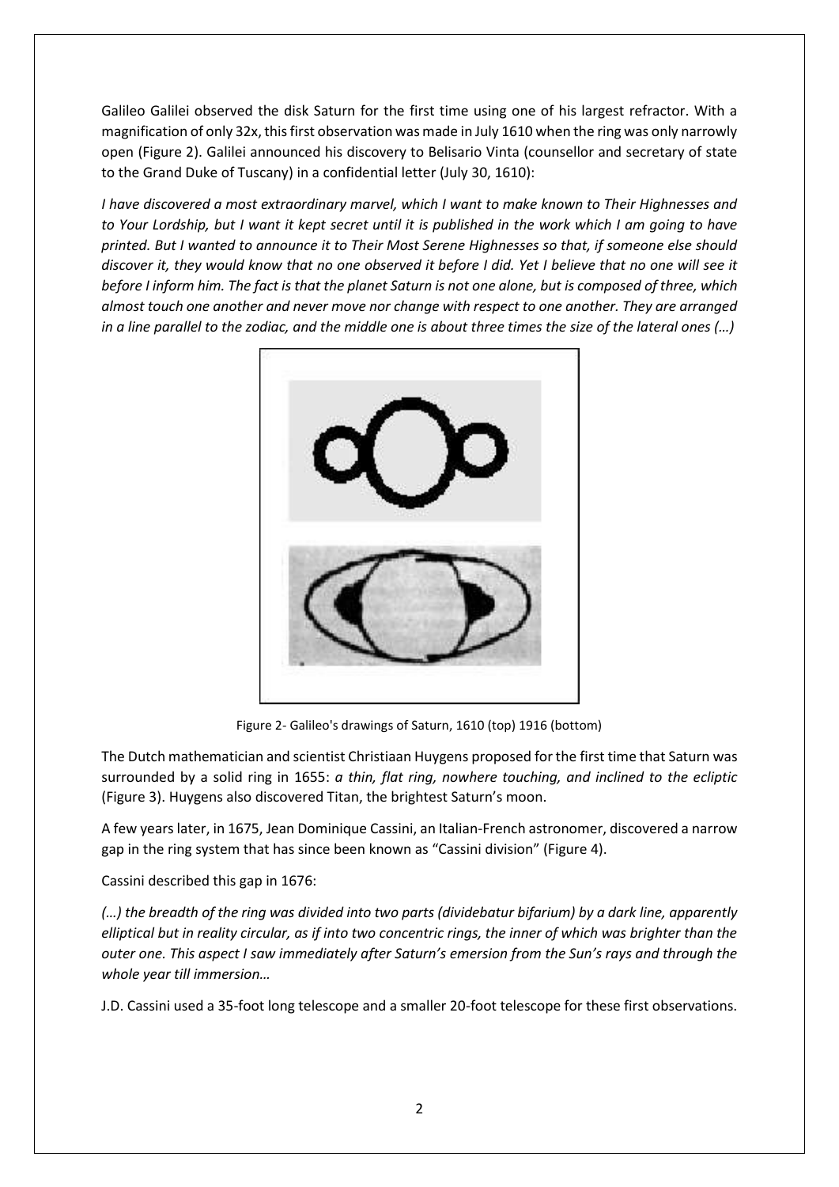Galileo Galilei observed the disk Saturn for the first time using one of his largest refractor. With a magnification of only 32x, this first observation was made in July 1610 when the ring was only narrowly open (Figure 2). Galilei announced his discovery to Belisario Vinta (counsellor and secretary of state to the Grand Duke of Tuscany) in a confidential letter (July 30, 1610):

*I have discovered a most extraordinary marvel, which I want to make known to Their Highnesses and to Your Lordship, but I want it kept secret until it is published in the work which I am going to have printed. But I wanted to announce it to Their Most Serene Highnesses so that, if someone else should discover it, they would know that no one observed it before I did. Yet I believe that no one will see it before I inform him. The fact is that the planet Saturn is not one alone, but is composed of three, which almost touch one another and never move nor change with respect to one another. They are arranged in a line parallel to the zodiac, and the middle one is about three times the size of the lateral ones (…)*

Figure 2- Galileo's drawings of Saturn, 1610 (top) 1916 (bottom)

The Dutch mathematician and scientist Christiaan Huygens proposed for the first time that Saturn was surrounded by a solid ring in 1655: *a thin, flat ring, nowhere touching, and inclined to the ecliptic* (Figure 3). Huygens also discovered Titan, the brightest Saturn's moon.

A few years later, in 1675, Jean Dominique Cassini, an Italian-French astronomer, discovered a narrow gap in the ring system that has since been known as "Cassini division" (Figure 4).

Cassini described this gap in 1676:

*(…) the breadth of the ring was divided into two parts (dividebatur bifarium) by a dark line, apparently elliptical but in reality circular, as if into two concentric rings, the inner of which was brighter than the outer one. This aspect I saw immediately after Saturn's emersion from the Sun's rays and through the whole year till immersion…*

J.D. Cassini used a 35-foot long telescope and a smaller 20-foot telescope for these first observations.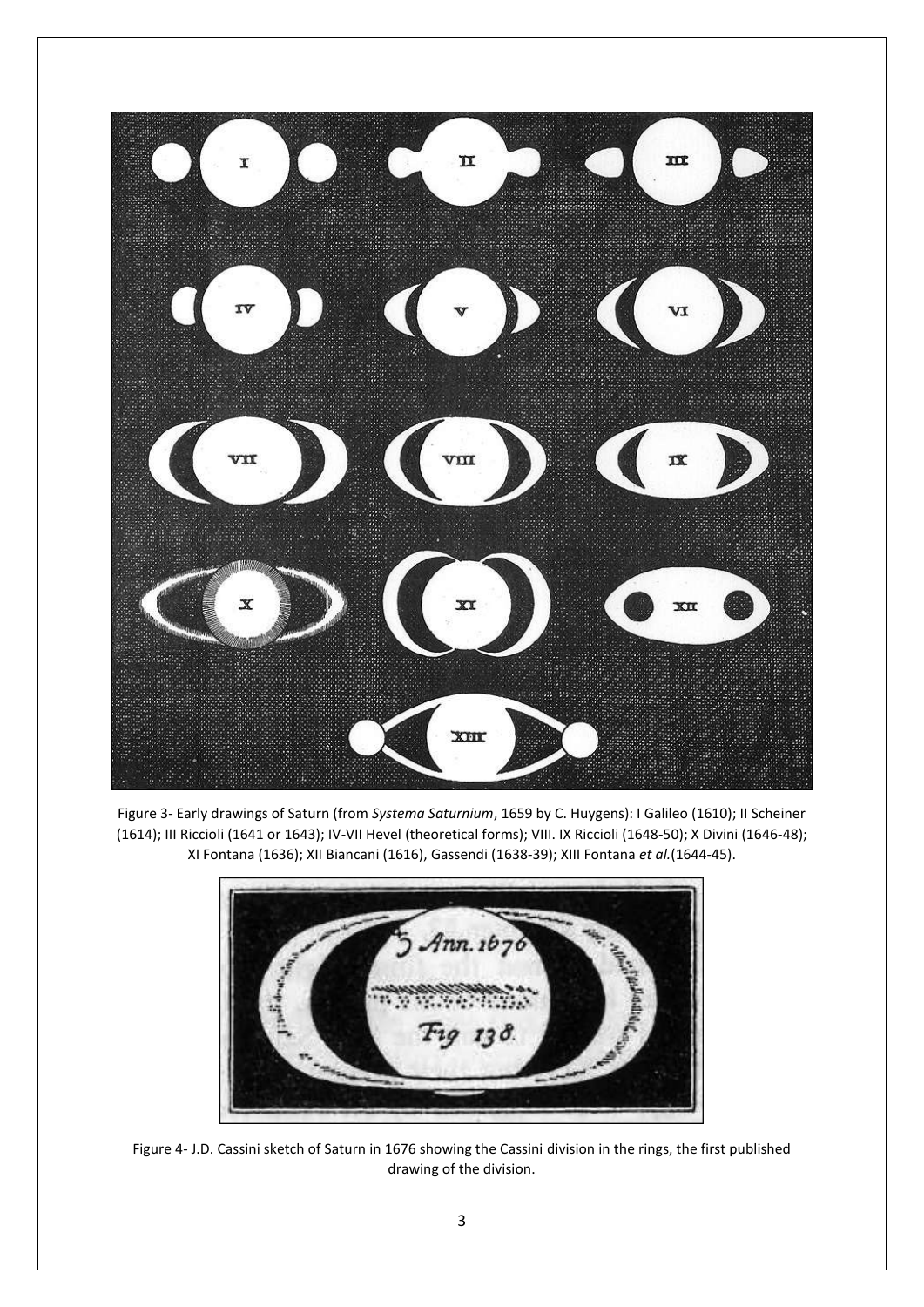Figure 3- Early drawings of Saturn (from *Systema Saturnium*, 1659 by C. Huygens): I Galileo (1610); II Scheiner (1614); III Riccioli (1641 or 1643); IV-VII Hevel (theoretical forms); VIII. IX Riccioli (1648-50); X Divini (1646-48); XI Fontana (1636); XII Biancani (1616), Gassendi (1638-39); XIII Fontana *et al.*(1644-45).

Figure 4- J.D. Cassini sketch of Saturn in 1676 showing the Cassini division in the rings, the first published drawing of the division.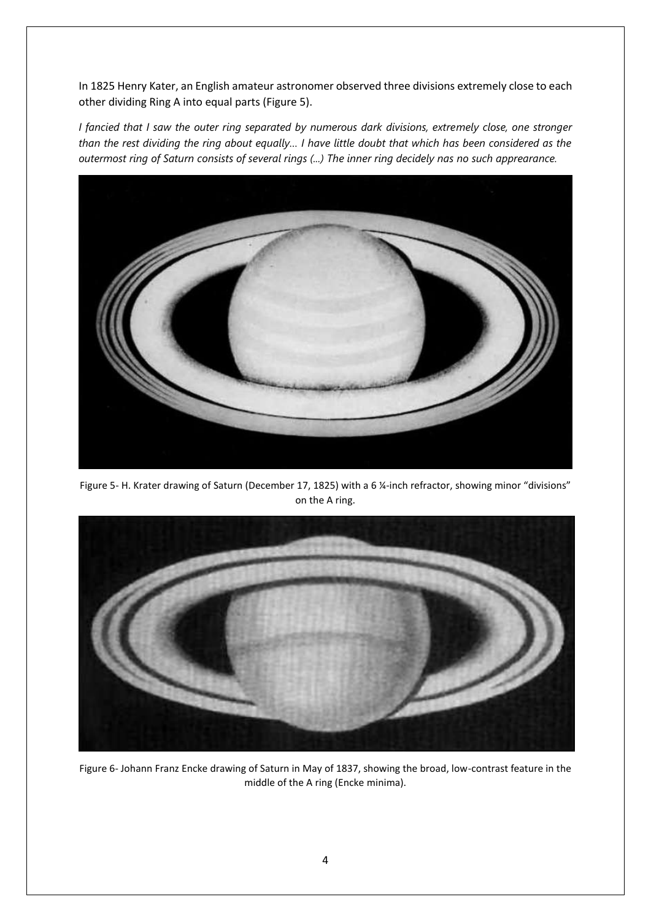In 1825 Henry Kater, an English amateur astronomer observed three divisions extremely close to each other dividing Ring A into equal parts (Figure 5).

*I fancied that I saw the outer ring separated by numerous dark divisions, extremely close, one stronger than the rest dividing the ring about equally… I have little doubt that which has been considered as the outermost ring of Saturn consists of several rings (…) The inner ring decidely nas no such apprearance.*

Figure 5- H. Krater drawing of Saturn (December 17, 1825) with a 6 ¼-inch refractor, showing minor "divisions" on the A ring.

Figure 6- Johann Franz Encke drawing of Saturn in May of 1837, showing the broad, low-contrast feature in the middle of the A ring (Encke minima).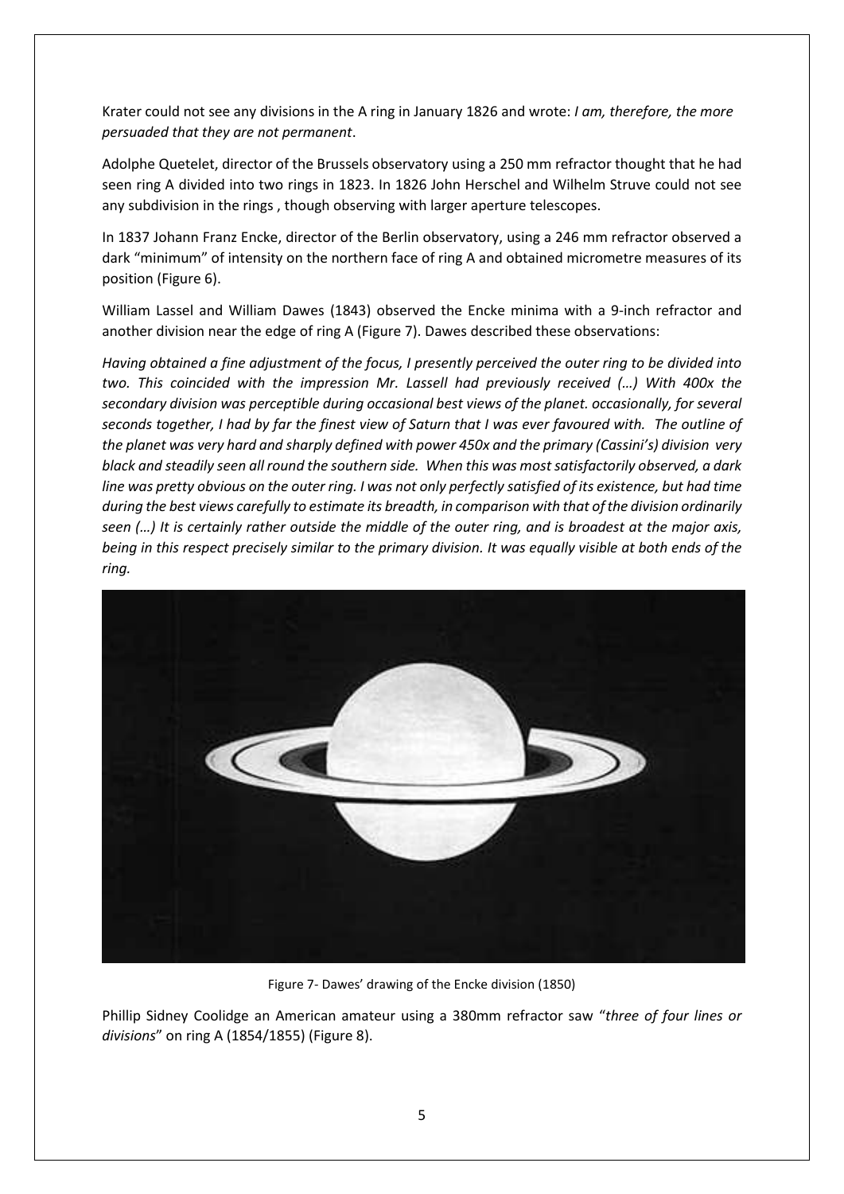Krater could not see any divisions in the A ring in January 1826 and wrote: *I am, therefore, the more persuaded that they are not permanent*.

Adolphe Quetelet, director of the Brussels observatory using a 250 mm refractor thought that he had seen ring A divided into two rings in 1823. In 1826 John Herschel and Wilhelm Struve could not see any subdivision in the rings , though observing with larger aperture telescopes.

In 1837 Johann Franz Encke, director of the Berlin observatory, using a 246 mm refractor observed a dark "minimum" of intensity on the northern face of ring A and obtained micrometre measures of its position (Figure 6).

William Lassel and William Dawes (1843) observed the Encke minima with a 9-inch refractor and another division near the edge of ring A (Figure 7). Dawes described these observations:

*Having obtained a fine adjustment of the focus, I presently perceived the outer ring to be divided into two. This coincided with the impression Mr. Lassell had previously received (…) With 400x the secondary division was perceptible during occasional best views of the planet. occasionally, for several seconds together, I had by far the finest view of Saturn that I was ever favoured with. The outline of the planet was very hard and sharply defined with power 450x and the primary (Cassini's) division very black and steadily seen all round the southern side. When this was most satisfactorily observed, a dark line was pretty obvious on the outer ring. I was not only perfectly satisfied of its existence, but had time during the best views carefully to estimate its breadth, in comparison with that of the division ordinarily seen (…) It is certainly rather outside the middle of the outer ring, and is broadest at the major axis, being in this respect precisely similar to the primary division. It was equally visible at both ends of the ring.*

Figure 7- Dawes' drawing of the Encke division (1850)

Phillip Sidney Coolidge an American amateur using a 380mm refractor saw "*three of four lines or divisions*" on ring A (1854/1855) (Figure 8).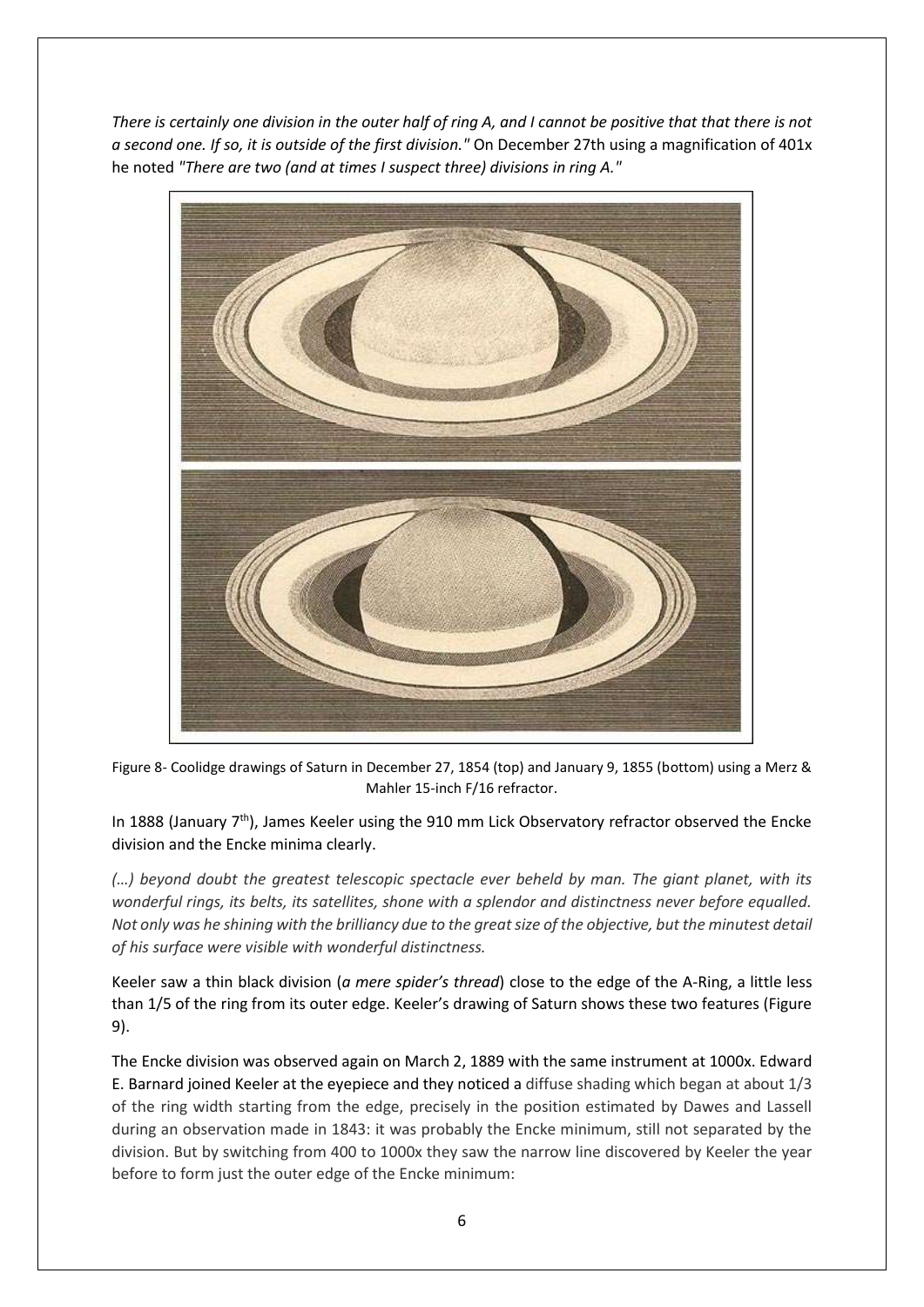*There is certainly one division in the outer half of ring A, and I cannot be positive that that there is not a second one. If so, it is outside of the first division."* On December 27th using a magnification of 401x he noted *"There are two (and at times I suspect three) divisions in ring A."*

Figure 8- Coolidge drawings of Saturn in December 27, 1854 (top) and January 9, 1855 (bottom) using a Merz & Mahler 15-inch F/16 refractor.

In 1888 (January 7th), James Keeler using the 910 mm Lick Observatory refractor observed the Encke division and the Encke minima clearly.

*(…) beyond doubt the greatest telescopic spectacle ever beheld by man. The giant planet, with its wonderful rings, its belts, its satellites, shone with a splendor and distinctness never before equalled. Not only was he shining with the brilliancy due to the great size of the objective, but the minutest detail of his surface were visible with wonderful distinctness.*

Keeler saw a thin black division (*a mere spider's thread*) close to the edge of the A-Ring, a little less than 1/5 of the ring from its outer edge. Keeler's drawing of Saturn shows these two features (Figure 9).

The Encke division was observed again on March 2, 1889 with the same instrument at 1000x. Edward E. Barnard joined Keeler at the eyepiece and they noticed a diffuse shading which began at about 1/3 of the ring width starting from the edge, precisely in the position estimated by Dawes and Lassell during an observation made in 1843: it was probably the Encke minimum, still not separated by the division. But by switching from 400 to 1000x they saw the narrow line discovered by Keeler the year before to form just the outer edge of the Encke minimum: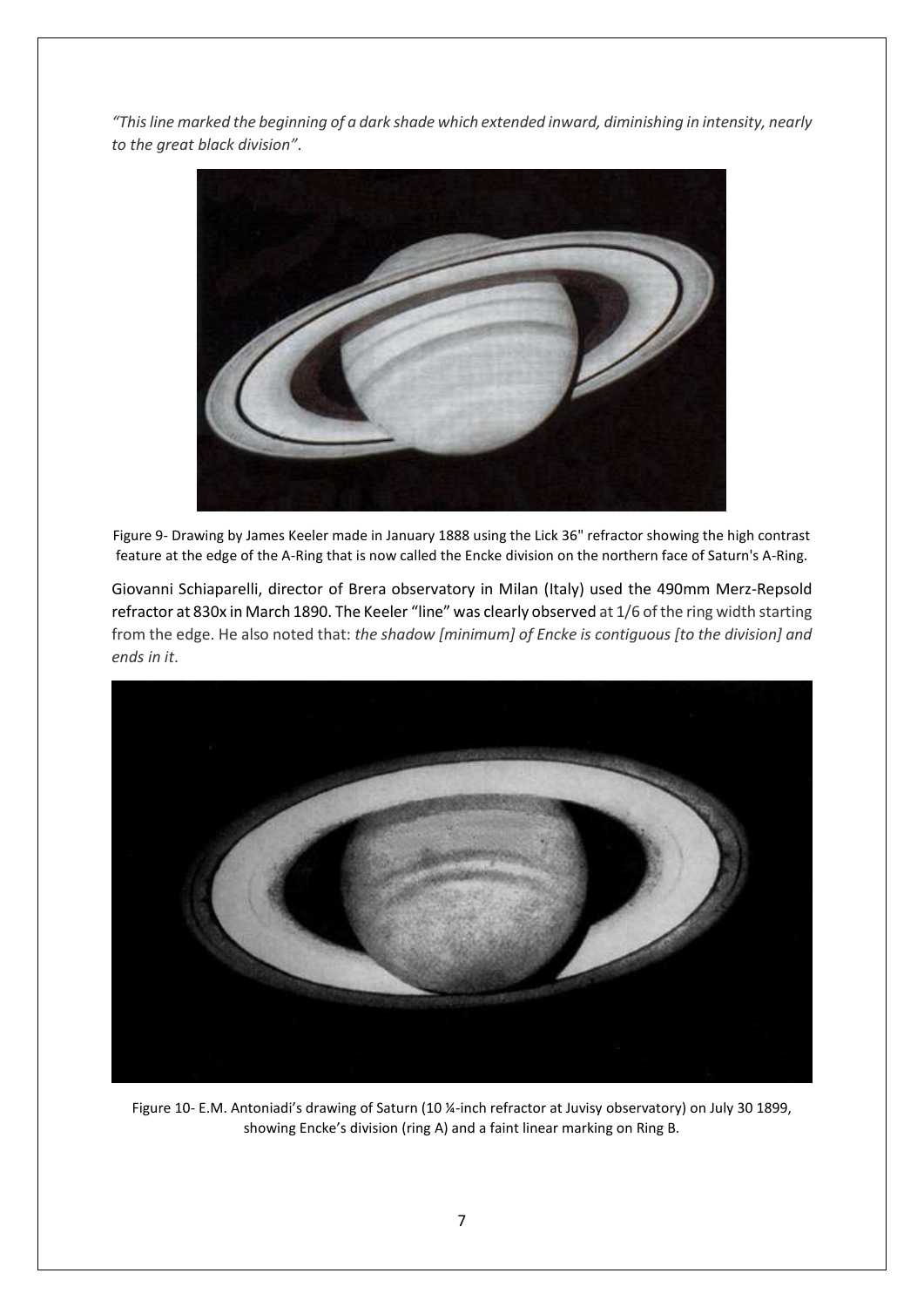*"This line marked the beginning of a dark shade which extended inward, diminishing in intensity, nearly to the great black division"*.

Figure 9- Drawing by James Keeler made in January 1888 using the Lick 36" refractor showing the high contrast feature at the edge of the A-Ring that is now called the Encke division on the northern face of Saturn's A-Ring.

Giovanni Schiaparelli, director of Brera observatory in Milan (Italy) used the 490mm Merz-Repsold refractor at 830x in March 1890. The Keeler "line" was clearly observed at 1/6 of the ring width starting from the edge. He also noted that: *the shadow [minimum] of Encke is contiguous [to the division] and ends in it*.

Figure 10- E.M. Antoniadi's drawing of Saturn (10 ¼-inch refractor at Juvisy observatory) on July 30 1899, showing Encke's division (ring A) and a faint linear marking on Ring B.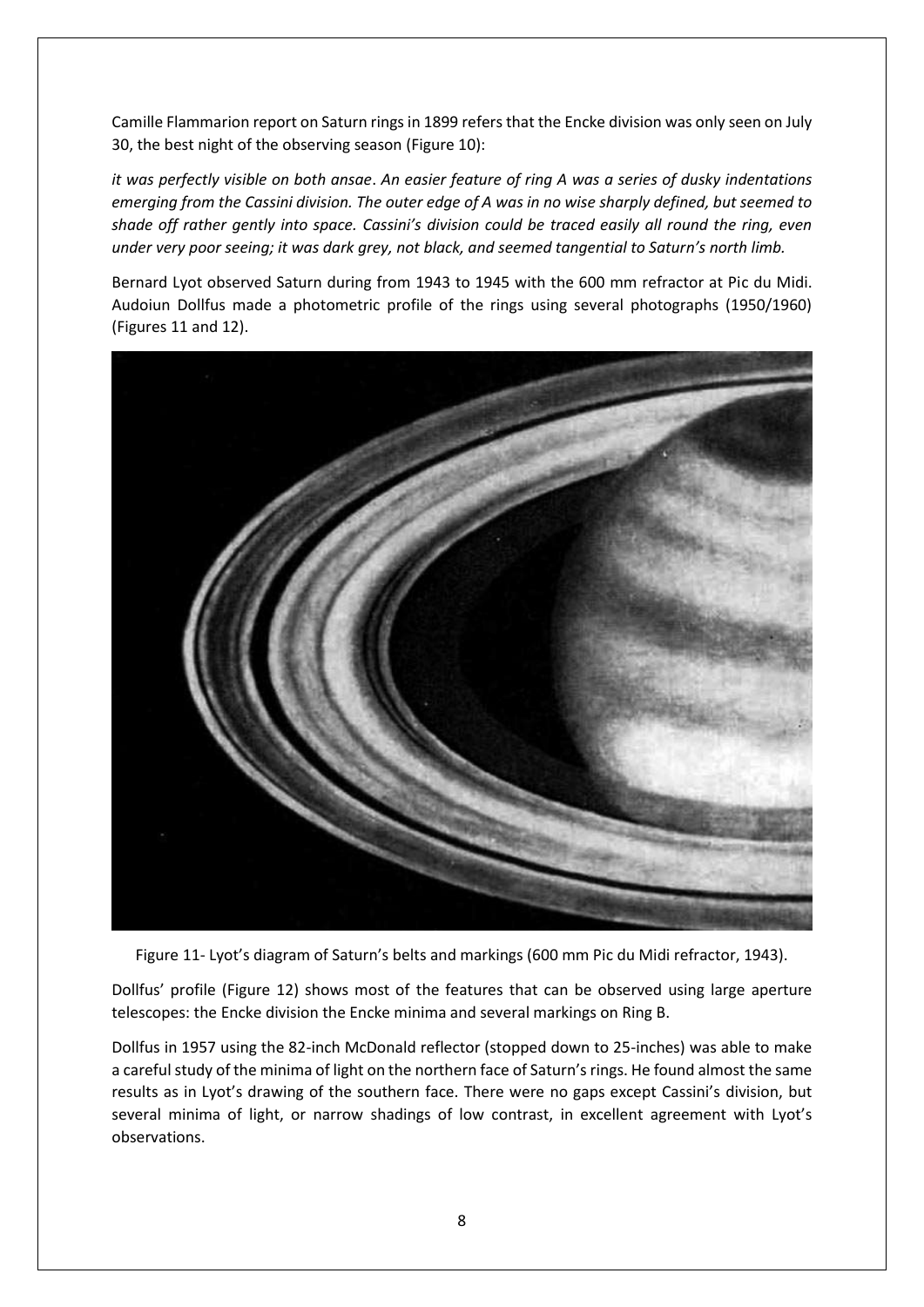Camille Flammarion report on Saturn rings in 1899 refers that the Encke division was only seen on July 30, the best night of the observing season (Figure 10):

*it was perfectly visible on both ansae. An easier feature of ring A was a series of dusky indentations emerging from the Cassini division. The outer edge of A was in no wise sharply defined, but seemed to shade off rather gently into space. Cassini's division could be traced easily all round the ring, even under very poor seeing; it was dark grey, not black, and seemed tangential to Saturn's north limb.*

Bernard Lyot observed Saturn during from 1943 to 1945 with the 600 mm refractor at Pic du Midi. Audoiun Dollfus made a photometric profile of the rings using several photographs (1950/1960) (Figures 11 and 12).

Figure 11- Lyot's diagram of Saturn's belts and markings (600 mm Pic du Midi refractor, 1943).

Dollfus' profile (Figure 12) shows most of the features that can be observed using large aperture telescopes: the Encke division the Encke minima and several markings on Ring B.

Dollfus in 1957 using the 82-inch McDonald reflector (stopped down to 25-inches) was able to make a careful study of the minima of light on the northern face of Saturn's rings. He found almost the same results as in Lyot's drawing of the southern face. There were no gaps except Cassini's division, but several minima of light, or narrow shadings of low contrast, in excellent agreement with Lyot's observations.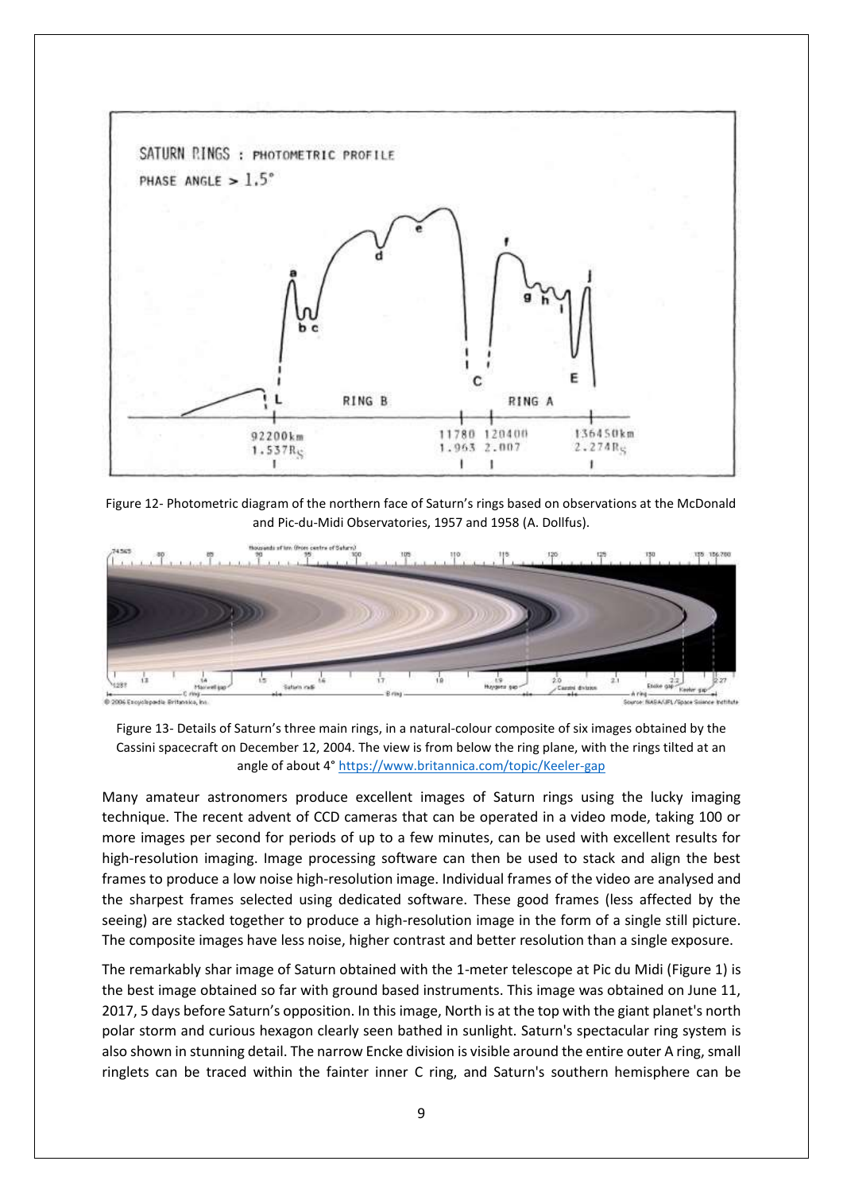SATURN RINGS : PHOTOMETRIC PROFILE

PHASE ANGLE > 1.5°

a b c d e f g h i j L C E

RING B RING A

92200km 1.537Rs

11780 1.963

120400 2.007

136450km 2.274Rs

Figure 12- Photometric diagram of the northern face of Saturn's rings based on observations at the McDonald and Pic-du-Midi Observatories, 1957 and 1958 (A. Dollfus).

Figure 13- Details of Saturn's three main rings, in a natural-colour composite of six images obtained by the Cassini spacecraft on December 12, 2004. The view is from below the ring plane, with the rings tilted at an angle of about 4° https://www.britannica.com/topic/Keeler-gap

Many amateur astronomers produce excellent images of Saturn rings using the lucky imaging technique. The recent advent of CCD cameras that can be operated in a video mode, taking 100 or more images per second for periods of up to a few minutes, can be used with excellent results for high-resolution imaging. Image processing software can then be used to stack and align the best frames to produce a low noise high-resolution image. Individual frames of the video are analysed and the sharpest frames selected using dedicated software. These good frames (less affected by the seeing) are stacked together to produce a high-resolution image in the form of a single still picture. The composite images have less noise, higher contrast and better resolution than a single exposure.

The remarkably shar image of Saturn obtained with the 1-meter telescope at Pic du Midi (Figure 1) is the best image obtained so far with ground based instruments. This image was obtained on June 11, 2017, 5 days before Saturn's opposition. In this image, North is at the top with the giant planet's north polar storm and curious hexagon clearly seen bathed in sunlight. Saturn's spectacular ring system is also shown in stunning detail. The narrow Encke division is visible around the entire outer A ring, small ringlets can be traced within the fainter inner C ring, and Saturn's southern hemisphere can be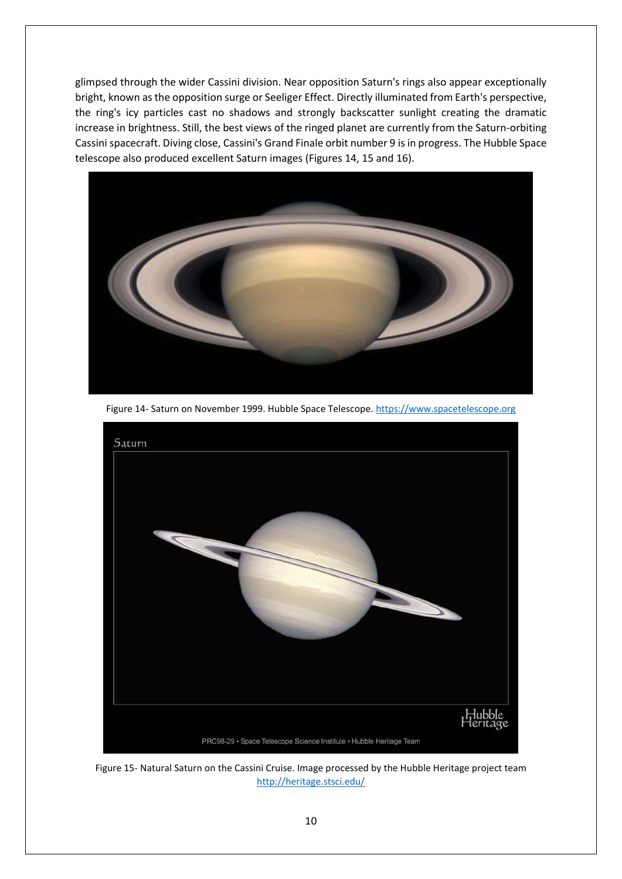glimpsed through the wider Cassini division. Near opposition Saturn's rings also appear exceptionally bright, known as the opposition surge or Seeliger Effect. Directly illuminated from Earth's perspective, the ring's icy particles cast no shadows and strongly backscatter sunlight creating the dramatic increase in brightness. Still, the best views of the ringed planet are currently from the Saturn-orbiting Cassini spacecraft. Diving close, Cassini's Grand Finale orbit number 9 is in progress. The Hubble Space telescope also produced excellent Saturn images (Figures 14, 15 and 16).

Figure 14- Saturn on November 1999. Hubble Space Telescope. https://www.spacetelescope.org

Figure 15- Natural Saturn on the Cassini Cruise. Image processed by the Hubble Heritage project team http://heritage.stsci.edu/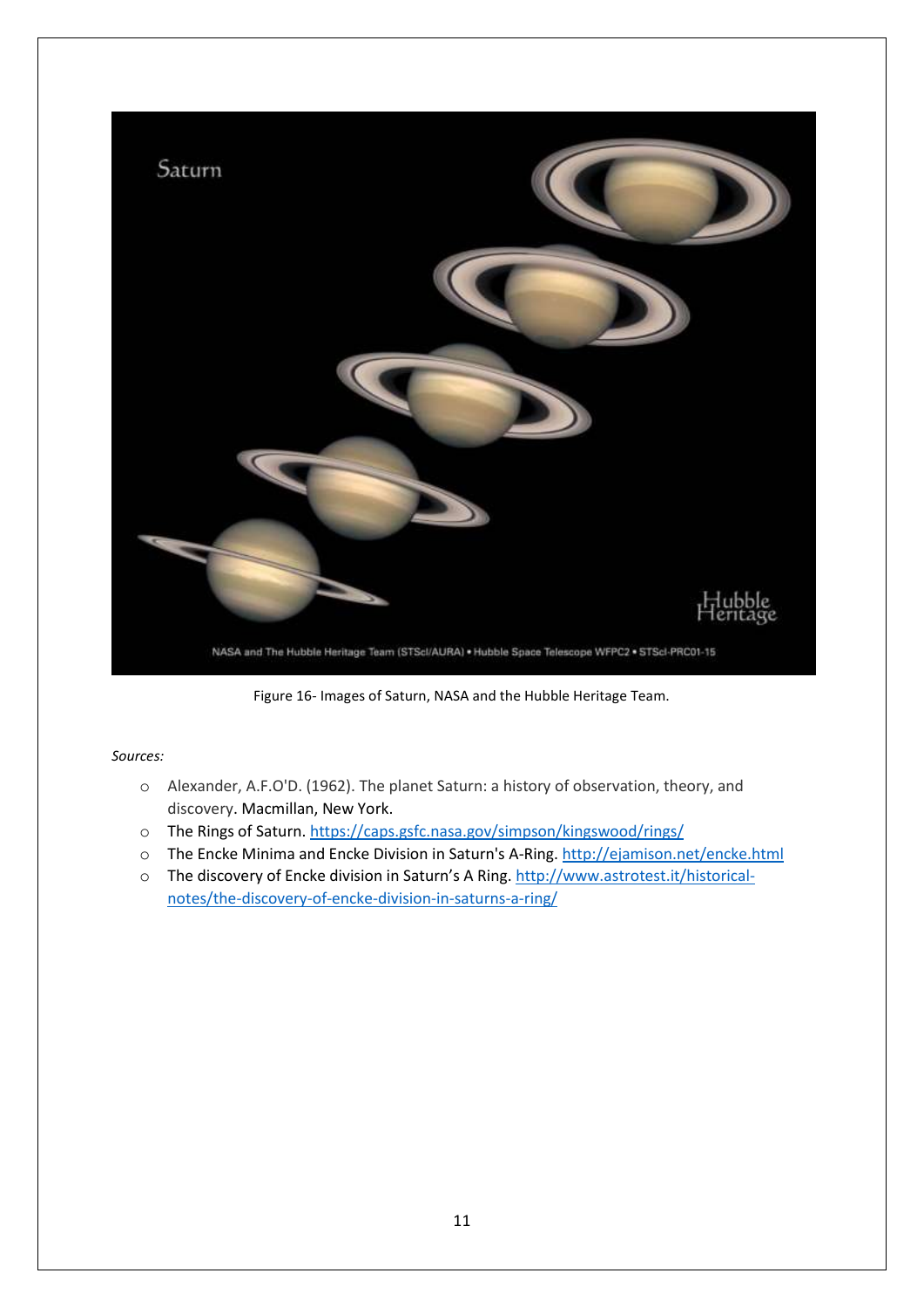Figure 16- Images of Saturn, NASA and the Hubble Heritage Team.

*Sources:*

- Alexander, A.F.O'D. (1962). The planet Saturn: a history of observation, theory, and discovery. Macmillan, New York.
- The Rings of Saturn. https://caps.gsfc.nasa.gov/simpson/kingswood/rings/
- The Encke Minima and Encke Division in Saturn's A-Ring. http://ejamison.net/encke.html
- The discovery of Encke division in Saturn's A Ring. http://www.astrotest.it/historical-notes/the-discovery-of-encke-division-in-saturns-a-ring/